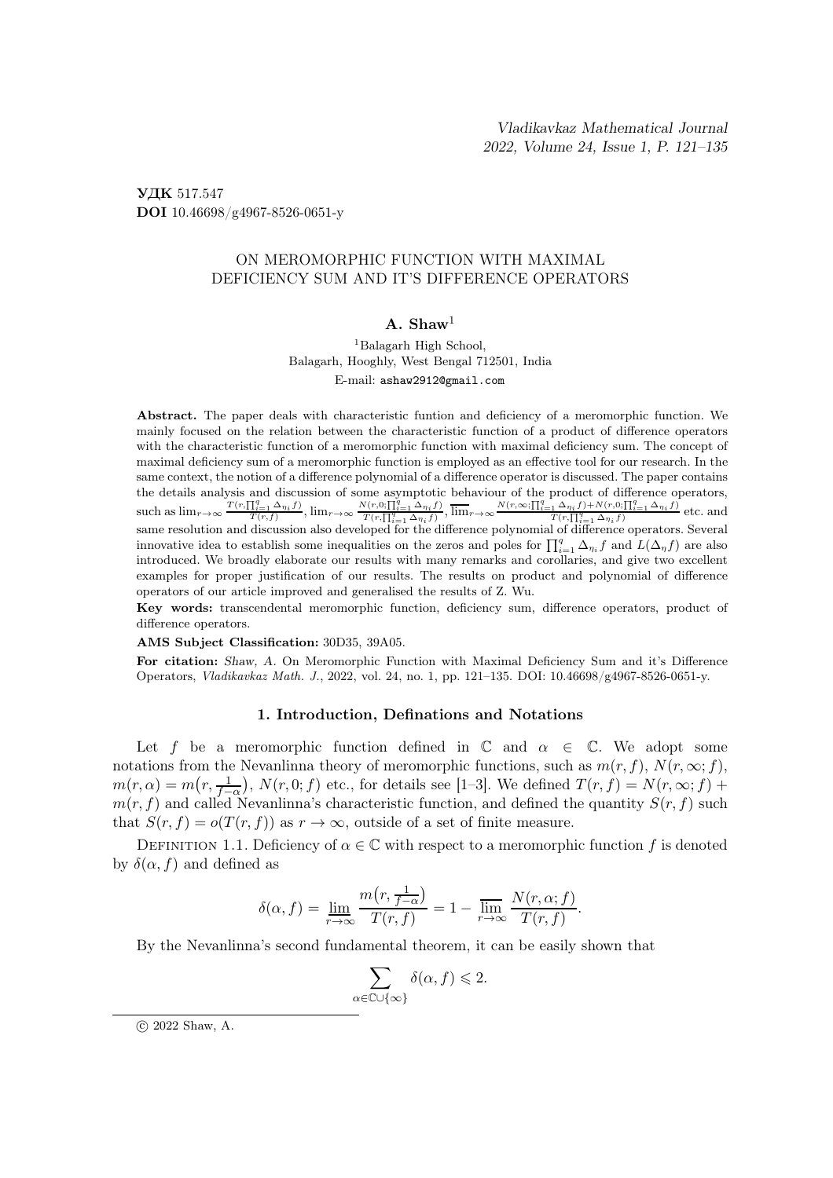УДК 517.547
DOI 10.46698/g4967-8526-0651-y

# ON MEROMORPHIC FUNCTION WITH MAXIMAL DEFICIENCY SUM AND IT'S DIFFERENCE OPERATORS

**A. Shaw**[1]

[1]Balagarh High School,
Balagarh, Hooghly, West Bengal 712501, India
E-mail: ashaw2912@gmail.com

**Abstract.** The paper deals with characteristic funtion and deficiency of a meromorphic function. We mainly focused on the relation between the characteristic function of a product of difference operators with the characteristic function of a meromorphic function with maximal deficiency sum. The concept of maximal deficiency sum of a meromorphic function is employed as an effective tool for our research. In the same context, the notion of a difference polynomial of a difference operator is discussed. The paper contains the details analysis and discussion of some asymptotic behaviour of the product of difference operators, such as $\lim_{r\to\infty} \frac{T(r,\prod_{i=1}^{q}\Delta_{\eta_i} f)}{T(r,f)}$, $\lim_{r\to\infty} \frac{N(r,0;\prod_{i=1}^{q}\Delta_{\eta_i} f)}{T(r,\prod_{i=1}^{q}\Delta_{\eta_i} f)}$, $\overline{\lim}_{r\to\infty} \frac{N(r,\infty;\prod_{i=1}^{q}\Delta_{\eta_i} f)+N(r,0;\prod_{i=1}^{q}\Delta_{\eta_i} f)}{T(r,\prod_{i=1}^{q}\Delta_{\eta_i} f)}$ etc. and same resolution and discussion also developed for the difference polynomial of difference operators. Several innovative idea to establish some inequalities on the zeros and poles for $\prod_{i=1}^{q}\Delta_{\eta_i} f$ and $L(\Delta_\eta f)$ are also introduced. We broadly elaborate our results with many remarks and corollaries, and give two excellent examples for proper justification of our results. The results on product and polynomial of difference operators of our article improved and generalised the results of Z. Wu.

**Key words:** transcendental meromorphic function, deficiency sum, difference operators, product of difference operators.

**AMS Subject Classification:** 30D35, 39A05.

**For citation:** *Shaw, A.* On Meromorphic Function with Maximal Deficiency Sum and it's Difference Operators, *Vladikavkaz Math. J.*, 2022, vol. 24, no. 1, pp. 121–135. DOI: 10.46698/g4967-8526-0651-y.

## 1. Introduction, Definations and Notations

Let $f$ be a meromorphic function defined in $\mathbb{C}$ and $\alpha \in \mathbb{C}$. We adopt some notations from the Nevanlinna theory of meromorphic functions, such as $m(r,f)$, $N(r,\infty;f)$, $m(r,\alpha) = m\big(r, \frac{1}{f-\alpha}\big)$, $N(r,0;f)$ etc., for details see [1–3]. We defined $T(r,f) = N(r,\infty;f) + m(r,f)$ and called Nevanlinna's characteristic function, and defined the quantity $S(r,f)$ such that $S(r,f) = o(T(r,f))$ as $r \to \infty$, outside of a set of finite measure.

Definition 1.1. Deficiency of $\alpha \in \mathbb{C}$ with respect to a meromorphic function $f$ is denoted by $\delta(\alpha, f)$ and defined as

$$\delta(\alpha, f) = \varliminf_{r\to\infty} \frac{m\big(r, \frac{1}{f-\alpha}\big)}{T(r,f)} = 1 - \varlimsup_{r\to\infty} \frac{N(r,\alpha;f)}{T(r,f)}.$$

By the Nevanlinna's second fundamental theorem, it can be easily shown that

$$\sum_{\alpha\in\mathbb{C}\cup\{\infty\}} \delta(\alpha, f) \leqslant 2.$$

© 2022 Shaw, A.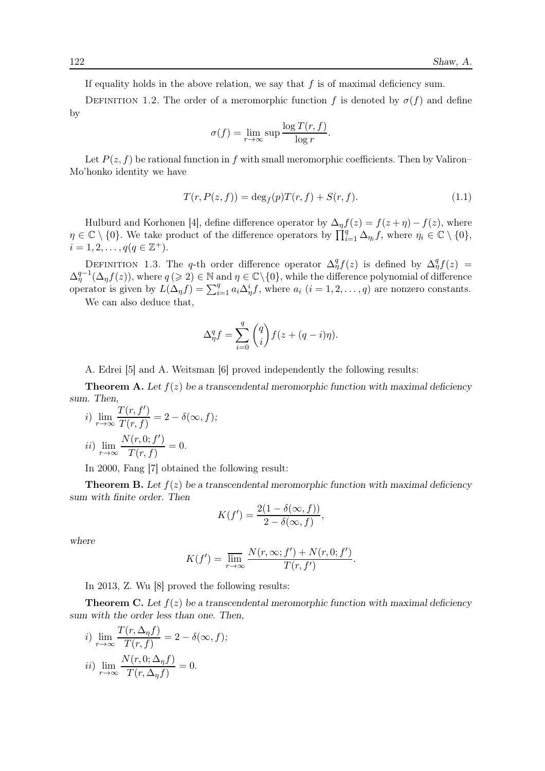If equality holds in the above relation, we say that $f$ is of maximal deficiency sum.

Definition 1.2. The order of a meromorphic function $f$ is denoted by $\sigma(f)$ and define by

$$\sigma(f) = \lim_{r\to\infty} \sup \frac{\log T(r,f)}{\log r}.$$

Let $P(z,f)$ be rational function in $f$ with small meromorphic coefficients. Then by Valiron–Mo'honko identity we have

$$T(r, P(z,f)) = \deg_f(p) T(r,f) + S(r,f). \tag{1.1}$$

Hulburd and Korhonen [4], define difference operator by $\Delta_\eta f(z) = f(z+\eta) - f(z)$, where $\eta \in \mathbb{C} \setminus \{0\}$. We take product of the difference operators by $\prod_{i=1}^{q} \Delta_{\eta_i} f$, where $\eta_i \in \mathbb{C} \setminus \{0\}$, $i = 1, 2, \ldots, q (q \in \mathbb{Z}^+)$.

Definition 1.3. The $q$-th order difference operator $\Delta_\eta^q f(z)$ is defined by $\Delta_\eta^q f(z) = \Delta_\eta^{q-1}(\Delta_\eta f(z))$, where $q\,(\geqslant 2) \in \mathbb{N}$ and $\eta \in \mathbb{C} \setminus \{0\}$, while the difference polynomial of difference operator is given by $L(\Delta_\eta f) = \sum_{i=1}^{q} a_i \Delta_\eta^i f$, where $a_i$ $(i = 1, 2, \ldots, q)$ are nonzero constants.

We can also deduce that,

$$\Delta_\eta^q f = \sum_{i=0}^{q} \binom{q}{i} f(z + (q-i)\eta).$$

A. Edrei [5] and A. Weitsman [6] proved independently the following results:

**Theorem A.** *Let $f(z)$ be a transcendental meromorphic function with maximal deficiency sum. Then,*

*i)* $\displaystyle\lim_{r\to\infty} \frac{T(r,f')}{T(r,f)} = 2 - \delta(\infty, f)$;

*ii)* $\displaystyle\lim_{r\to\infty} \frac{N(r,0;f')}{T(r,f)} = 0$.

In 2000, Fang [7] obtained the following result:

**Theorem B.** *Let $f(z)$ be a transcendental meromorphic function with maximal deficiency sum with finite order. Then*

$$K(f') = \frac{2(1 - \delta(\infty, f))}{2 - \delta(\infty, f)},$$

*where*

$$K(f') = \varlimsup_{r\to\infty} \frac{N(r,\infty;f') + N(r,0;f')}{T(r,f')}.$$

In 2013, Z. Wu [8] proved the following results:

**Theorem C.** *Let $f(z)$ be a transcendental meromorphic function with maximal deficiency sum with the order less than one. Then,*

*i)* $\displaystyle\lim_{r\to\infty} \frac{T(r,\Delta_\eta f)}{T(r,f)} = 2 - \delta(\infty, f)$;

*ii)* $\displaystyle\lim_{r\to\infty} \frac{N(r,0;\Delta_\eta f)}{T(r,\Delta_\eta f)} = 0$.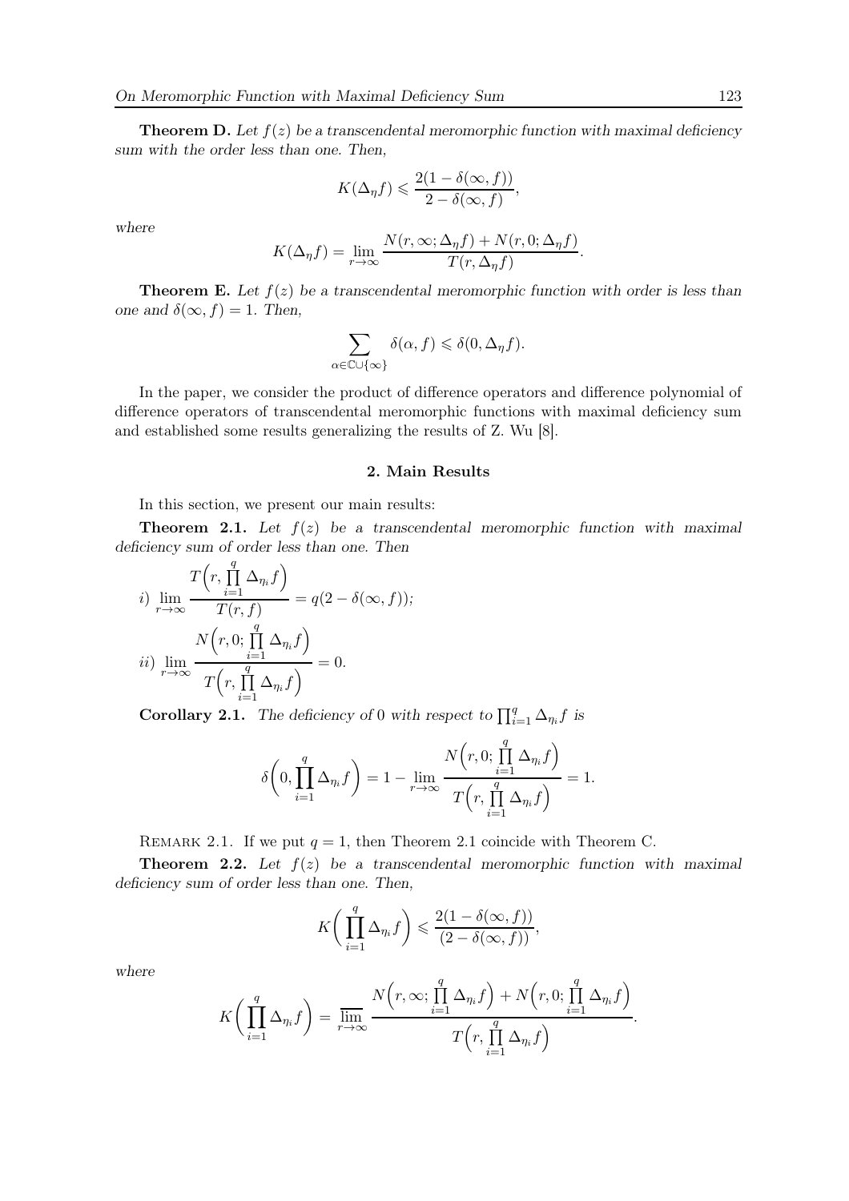**Theorem D.** *Let $f(z)$ be a transcendental meromorphic function with maximal deficiency sum with the order less than one. Then,*

$$K(\Delta_\eta f) \leqslant \frac{2(1-\delta(\infty,f))}{2-\delta(\infty,f)},$$

*where*

$$K(\Delta_\eta f) = \lim_{r\to\infty} \frac{N(r,\infty;\Delta_\eta f) + N(r,0;\Delta_\eta f)}{T(r,\Delta_\eta f)}.$$

**Theorem E.** *Let $f(z)$ be a transcendental meromorphic function with order is less than one and $\delta(\infty, f) = 1$. Then,*

$$\sum_{\alpha\in\mathbb{C}\cup\{\infty\}} \delta(\alpha, f) \leqslant \delta(0, \Delta_\eta f).$$

In the paper, we consider the product of difference operators and difference polynomial of difference operators of transcendental meromorphic functions with maximal deficiency sum and established some results generalizing the results of Z. Wu [8].

## 2. Main Results

In this section, we present our main results:

**Theorem 2.1.** *Let $f(z)$ be a transcendental meromorphic function with maximal deficiency sum of order less than one. Then*

*i)* $\displaystyle\lim_{r\to\infty} \frac{T\Big(r, \prod_{i=1}^{q} \Delta_{\eta_i} f\Big)}{T(r,f)} = q(2-\delta(\infty,f))$;

*ii)* $\displaystyle\lim_{r\to\infty} \frac{N\Big(r, 0; \prod_{i=1}^{q} \Delta_{\eta_i} f\Big)}{T\Big(r, \prod_{i=1}^{q} \Delta_{\eta_i} f\Big)} = 0.$

**Corollary 2.1.** *The deficiency of 0 with respect to $\prod_{i=1}^{q} \Delta_{\eta_i} f$ is*

$$\delta\Big(0, \prod_{i=1}^{q} \Delta_{\eta_i} f\Big) = 1 - \lim_{r\to\infty} \frac{N\Big(r,0;\prod_{i=1}^{q} \Delta_{\eta_i} f\Big)}{T\Big(r,\prod_{i=1}^{q} \Delta_{\eta_i} f\Big)} = 1.$$

Remark 2.1. If we put $q = 1$, then Theorem 2.1 coincide with Theorem C.

**Theorem 2.2.** *Let $f(z)$ be a transcendental meromorphic function with maximal deficiency sum of order less than one. Then,*

$$K\Big(\prod_{i=1}^{q} \Delta_{\eta_i} f\Big) \leqslant \frac{2(1-\delta(\infty,f))}{(2-\delta(\infty,f))},$$

*where*

$$K\Big(\prod_{i=1}^{q} \Delta_{\eta_i} f\Big) = \varlimsup_{r\to\infty} \frac{N\Big(r,\infty;\prod_{i=1}^{q} \Delta_{\eta_i} f\Big) + N\Big(r,0;\prod_{i=1}^{q} \Delta_{\eta_i} f\Big)}{T\Big(r,\prod_{i=1}^{q} \Delta_{\eta_i} f\Big)}.$$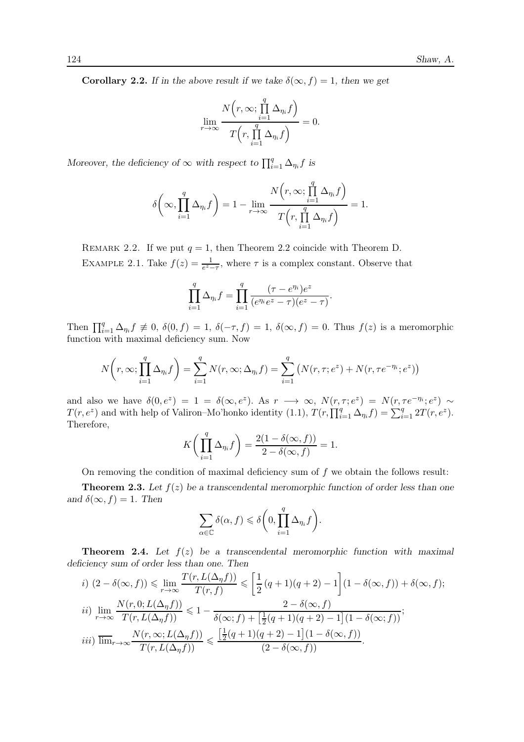**Corollary 2.2.** *If in the above result if we take $\delta(\infty, f) = 1$, then we get*

$$\lim_{r\to\infty} \frac{N\Big(r, \infty; \prod\limits_{i=1}^{q} \Delta_{\eta_i} f\Big)}{T\Big(r, \prod\limits_{i=1}^{q} \Delta_{\eta_i} f\Big)} = 0.$$

*Moreover, the deficiency of $\infty$ with respect to $\prod_{i=1}^{q} \Delta_{\eta_i} f$ is*

$$\delta\bigg(\infty, \prod_{i=1}^{q} \Delta_{\eta_i} f\bigg) = 1 - \lim_{r\to\infty} \frac{N\Big(r, \infty; \prod\limits_{i=1}^{q} \Delta_{\eta_i} f\Big)}{T\Big(r, \prod\limits_{i=1}^{q} \Delta_{\eta_i} f\Big)} = 1.$$

Remark 2.2. If we put $q = 1$, then Theorem 2.2 coincide with Theorem D.

Example 2.1. Take $f(z) = \frac{1}{e^z - \tau}$, where $\tau$ is a complex constant. Observe that

$$\prod_{i=1}^{q} \Delta_{\eta_i} f = \prod_{i=1}^{q} \frac{(\tau - e^{\eta_i})e^z}{(e^{\eta_i} e^z - \tau)(e^z - \tau)}.$$

Then $\prod_{i=1}^{q} \Delta_{\eta_i} f \not\equiv 0$, $\delta(0, f) = 1$, $\delta(-\tau, f) = 1$, $\delta(\infty, f) = 0$. Thus $f(z)$ is a meromorphic function with maximal deficiency sum. Now

$$N\bigg(r, \infty; \prod_{i=1}^{q} \Delta_{\eta_i} f\bigg) = \sum_{i=1}^{q} N(r, \infty; \Delta_{\eta_i} f) = \sum_{i=1}^{q} \big(N(r, \tau; e^z) + N(r, \tau e^{-\eta_i}; e^z)\big)$$

and also we have $\delta(0, e^z) = 1 = \delta(\infty, e^z)$. As $r \longrightarrow \infty$, $N(r, \tau; e^z) = N(r, \tau e^{-\eta_i}; e^z) \sim T(r, e^z)$ and with help of Valiron–Mo'honko identity (1.1), $T(r, \prod_{i=1}^{q} \Delta_{\eta_i} f) = \sum_{i=1}^{q} 2T(r, e^z)$. Therefore,

$$K\bigg(\prod_{i=1}^{q} \Delta_{\eta_i} f\bigg) = \frac{2(1 - \delta(\infty, f))}{2 - \delta(\infty, f)} = 1.$$

On removing the condition of maximal deficiency sum of $f$ we obtain the follows result:

**Theorem 2.3.** *Let $f(z)$ be a transcendental meromorphic function of order less than one and $\delta(\infty, f) = 1$. Then*

$$\sum_{\alpha \in \mathbb{C}} \delta(\alpha, f) \leqslant \delta\bigg(0, \prod_{i=1}^{q} \Delta_{\eta_i} f\bigg).$$

**Theorem 2.4.** *Let $f(z)$ be a transcendental meromorphic function with maximal deficiency sum of order less than one. Then*

*i)* $(2 - \delta(\infty, f)) \leqslant \lim\limits_{r\to\infty} \dfrac{T(r, L(\Delta_\eta f))}{T(r, f)} \leqslant \left[\dfrac{1}{2}(q+1)(q+2) - 1\right](1 - \delta(\infty, f)) + \delta(\infty, f)$;

*ii)* $\lim\limits_{r\to\infty} \dfrac{N(r, 0; L(\Delta_\eta f))}{T(r, L(\Delta_\eta f))} \leqslant 1 - \dfrac{2 - \delta(\infty, f)}{\delta(\infty; f) + \left[\frac{1}{2}(q+1)(q+2) - 1\right](1 - \delta(\infty; f))}$;

*iii)* $\overline{\lim}_{r\to\infty} \dfrac{N(r, \infty; L(\Delta_\eta f))}{T(r, L(\Delta_\eta f))} \leqslant \dfrac{\left[\frac{1}{2}(q+1)(q+2) - 1\right](1 - \delta(\infty, f))}{(2 - \delta(\infty, f))}$.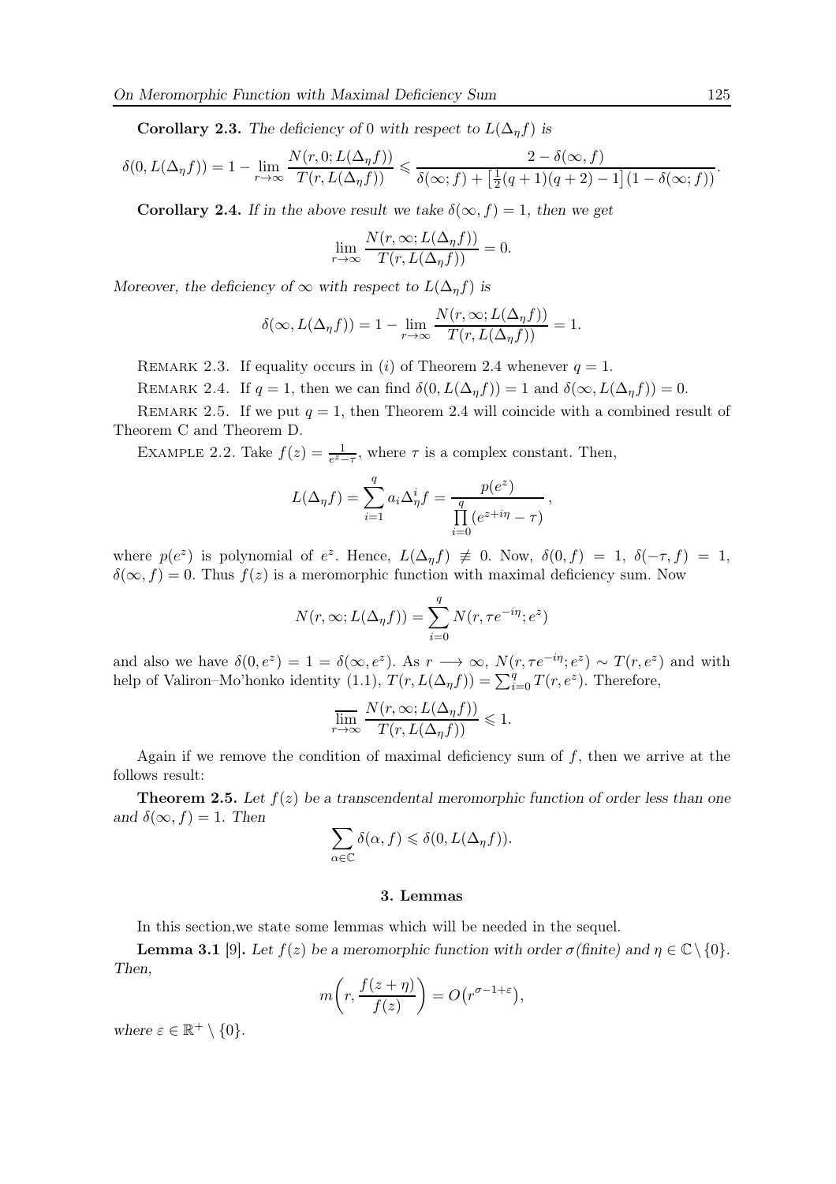**Corollary 2.3.** *The deficiency of* 0 *with respect to* $L(\Delta_\eta f)$ *is*

$$\delta(0, L(\Delta_\eta f)) = 1 - \lim_{r\to\infty} \frac{N(r, 0; L(\Delta_\eta f))}{T(r, L(\Delta_\eta f))} \leqslant \frac{2 - \delta(\infty, f)}{\delta(\infty; f) + \left[\frac{1}{2}(q+1)(q+2) - 1\right](1 - \delta(\infty; f))}.$$

**Corollary 2.4.** *If in the above result we take* $\delta(\infty, f) = 1$*, then we get*

$$\lim_{r\to\infty} \frac{N(r, \infty; L(\Delta_\eta f))}{T(r, L(\Delta_\eta f))} = 0.$$

*Moreover, the deficiency of* $\infty$ *with respect to* $L(\Delta_\eta f)$ *is*

$$\delta(\infty, L(\Delta_\eta f)) = 1 - \lim_{r\to\infty} \frac{N(r, \infty; L(\Delta_\eta f))}{T(r, L(\Delta_\eta f))} = 1.$$

Remark 2.3. If equality occurs in $(i)$ of Theorem 2.4 whenever $q = 1$.

Remark 2.4. If $q = 1$, then we can find $\delta(0, L(\Delta_\eta f)) = 1$ and $\delta(\infty, L(\Delta_\eta f)) = 0$.

Remark 2.5. If we put $q = 1$, then Theorem 2.4 will coincide with a combined result of Theorem C and Theorem D.

Example 2.2. Take $f(z) = \frac{1}{e^z - \tau}$, where $\tau$ is a complex constant. Then,

$$L(\Delta_\eta f) = \sum_{i=1}^{q} a_i \Delta_\eta^i f = \frac{p(e^z)}{\prod_{i=0}^{q} (e^{z+i\eta} - \tau)},$$

where $p(e^z)$ is polynomial of $e^z$. Hence, $L(\Delta_\eta f) \not\equiv 0$. Now, $\delta(0, f) = 1$, $\delta(-\tau, f) = 1$, $\delta(\infty, f) = 0$. Thus $f(z)$ is a meromorphic function with maximal deficiency sum. Now

$$N(r, \infty; L(\Delta_\eta f)) = \sum_{i=0}^{q} N(r, \tau e^{-i\eta}; e^z)$$

and also we have $\delta(0, e^z) = 1 = \delta(\infty, e^z)$. As $r \longrightarrow \infty$, $N(r, \tau e^{-i\eta}; e^z) \sim T(r, e^z)$ and with help of Valiron–Mo'honko identity (1.1), $T(r, L(\Delta_\eta f)) = \sum_{i=0}^{q} T(r, e^z)$. Therefore,

$$\varlimsup_{r\to\infty} \frac{N(r, \infty; L(\Delta_\eta f))}{T(r, L(\Delta_\eta f))} \leqslant 1.$$

Again if we remove the condition of maximal deficiency sum of $f$, then we arrive at the follows result:

**Theorem 2.5.** *Let* $f(z)$ *be a transcendental meromorphic function of order less than one and* $\delta(\infty, f) = 1$*. Then*

$$\sum_{\alpha\in\mathbb{C}} \delta(\alpha, f) \leqslant \delta(0, L(\Delta_\eta f)).$$

## 3. Lemmas

In this section,we state some lemmas which will be needed in the sequel.

**Lemma 3.1** [9]. *Let* $f(z)$ *be a meromorphic function with order* $\sigma$ *(finite) and* $\eta \in \mathbb{C} \setminus \{0\}$*. Then,*

$$m\left(r, \frac{f(z+\eta)}{f(z)}\right) = O\left(r^{\sigma - 1 + \varepsilon}\right),$$

*where* $\varepsilon \in \mathbb{R}^+ \setminus \{0\}$.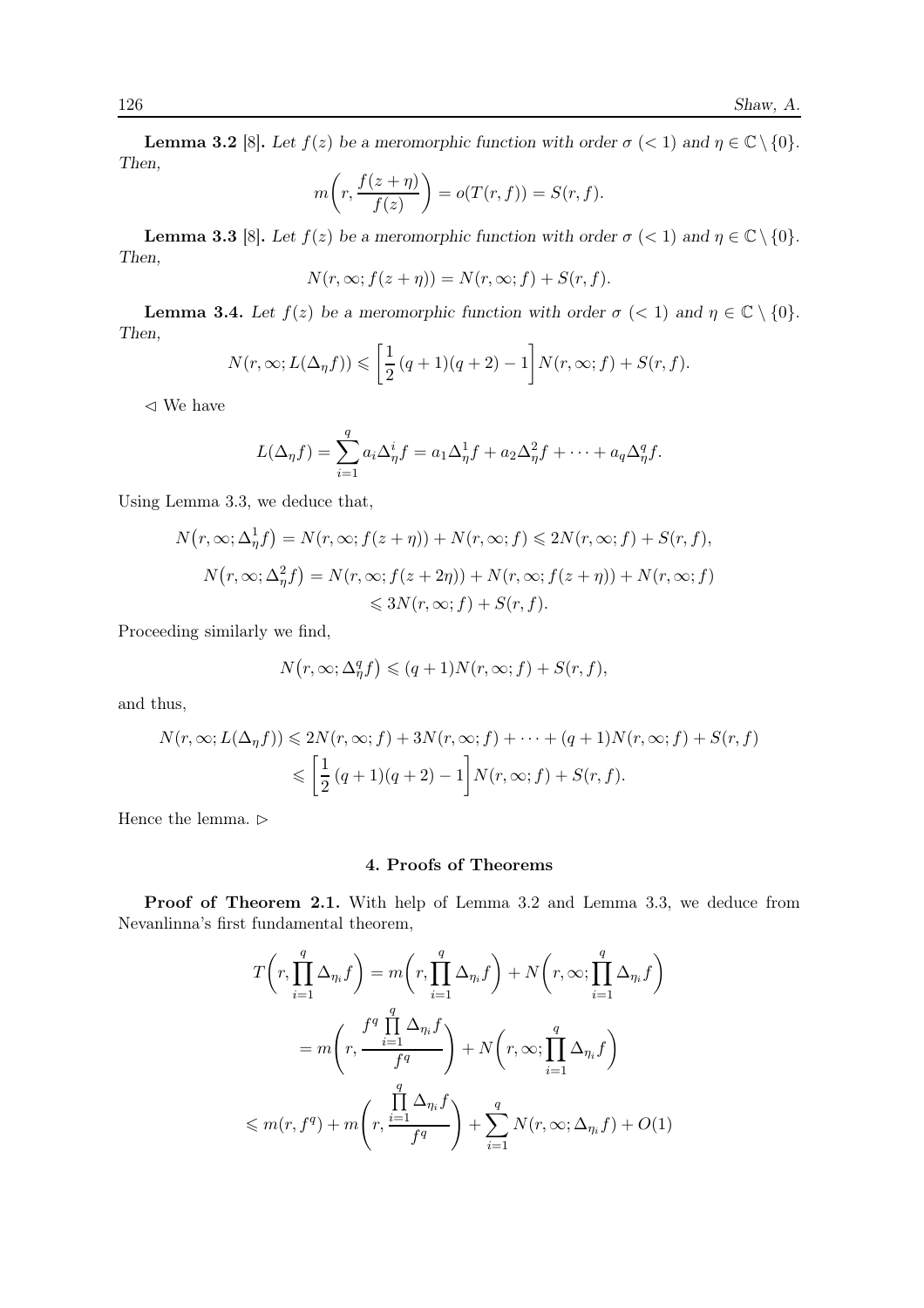**Lemma 3.2** [8]**.** *Let $f(z)$ be a meromorphic function with order $\sigma$ $(<1)$ and $\eta \in \mathbb{C} \setminus \{0\}$. Then,*

$$m\left(r, \frac{f(z+\eta)}{f(z)}\right) = o(T(r,f)) = S(r,f).$$

**Lemma 3.3** [8]**.** *Let $f(z)$ be a meromorphic function with order $\sigma$ $(<1)$ and $\eta \in \mathbb{C} \setminus \{0\}$. Then,*

$$N(r,\infty; f(z+\eta)) = N(r,\infty;f) + S(r,f).$$

**Lemma 3.4.** *Let $f(z)$ be a meromorphic function with order $\sigma$ $(<1)$ and $\eta \in \mathbb{C} \setminus \{0\}$. Then,*

$$N(r,\infty; L(\Delta_\eta f)) \leqslant \left[\frac{1}{2}(q+1)(q+2) - 1\right] N(r,\infty;f) + S(r,f).$$

$\lhd$ We have

$$L(\Delta_\eta f) = \sum_{i=1}^{q} a_i \Delta_\eta^i f = a_1 \Delta_\eta^1 f + a_2 \Delta_\eta^2 f + \cdots + a_q \Delta_\eta^q f.$$

Using Lemma 3.3, we deduce that,

$$N\big(r,\infty;\Delta_\eta^1 f\big) = N(r,\infty; f(z+\eta)) + N(r,\infty;f) \leqslant 2N(r,\infty;f) + S(r,f),$$

$$\begin{aligned} N\big(r,\infty;\Delta_\eta^2 f\big) &= N(r,\infty; f(z+2\eta)) + N(r,\infty; f(z+\eta)) + N(r,\infty;f) \\ &\leqslant 3N(r,\infty;f) + S(r,f). \end{aligned}$$

Proceeding similarly we find,

$$N\big(r,\infty;\Delta_\eta^q f\big) \leqslant (q+1)N(r,\infty;f) + S(r,f),$$

and thus,

$$\begin{aligned} N(r,\infty;L(\Delta_\eta f)) &\leqslant 2N(r,\infty;f) + 3N(r,\infty;f) + \cdots + (q+1)N(r,\infty;f) + S(r,f) \\ &\leqslant \left[\frac{1}{2}(q+1)(q+2) - 1\right] N(r,\infty;f) + S(r,f). \end{aligned}$$

Hence the lemma. $\rhd$

## 4. Proofs of Theorems

**Proof of Theorem 2.1.** With help of Lemma 3.2 and Lemma 3.3, we deduce from Nevanlinna's first fundamental theorem,

$$\begin{aligned} T\left(r, \prod_{i=1}^{q} \Delta_{\eta_i} f\right) &= m\left(r, \prod_{i=1}^{q} \Delta_{\eta_i} f\right) + N\left(r, \infty; \prod_{i=1}^{q} \Delta_{\eta_i} f\right) \\ &= m\left(r, \frac{f^q \prod\limits_{i=1}^{q} \Delta_{\eta_i} f}{f^q}\right) + N\left(r,\infty; \prod_{i=1}^{q} \Delta_{\eta_i} f\right) \\ &\leqslant m(r, f^q) + m\left(r, \frac{\prod\limits_{i=1}^{q} \Delta_{\eta_i} f}{f^q}\right) + \sum_{i=1}^{q} N(r,\infty; \Delta_{\eta_i} f) + O(1) \end{aligned}$$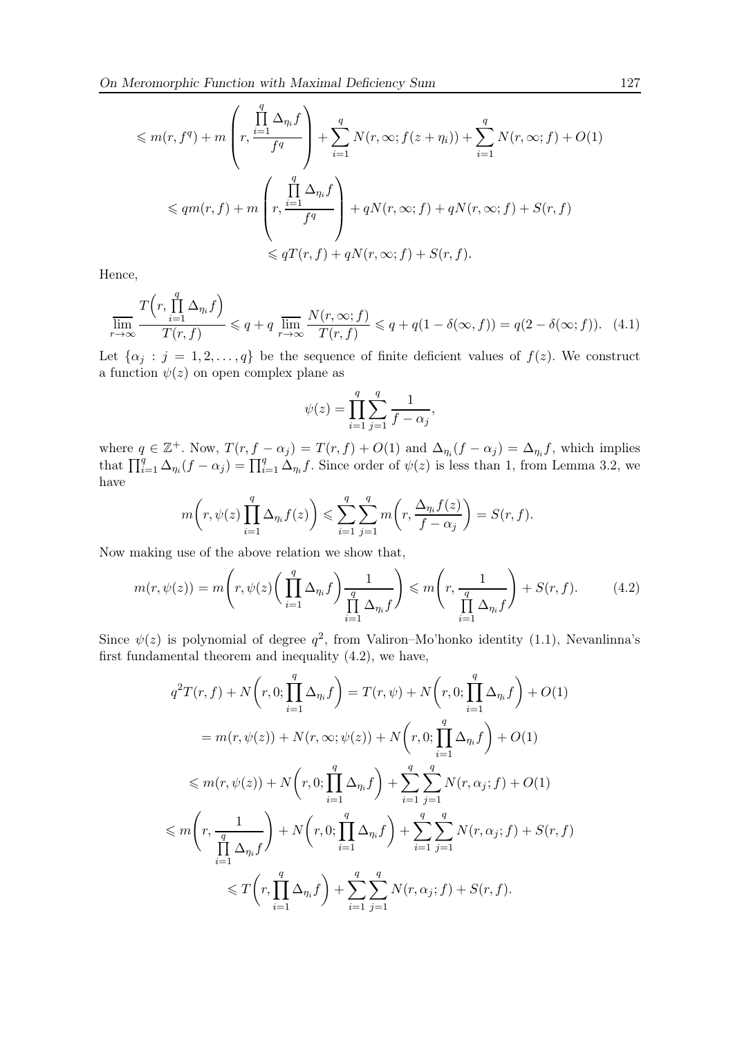$$
\begin{aligned}
&\leqslant m(r,f^q)+m\left(r,\frac{\prod\limits_{i=1}^{q}\Delta_{\eta_i}f}{f^q}\right)+\sum_{i=1}^{q}N(r,\infty;f(z+\eta_i))+\sum_{i=1}^{q}N(r,\infty;f)+O(1)\\
&\leqslant qm(r,f)+m\left(r,\frac{\prod\limits_{i=1}^{q}\Delta_{\eta_i}f}{f^q}\right)+qN(r,\infty;f)+qN(r,\infty;f)+S(r,f)\\
&\leqslant qT(r,f)+qN(r,\infty;f)+S(r,f).
\end{aligned}
$$

Hence,

$$
\varlimsup_{r\to\infty}\frac{T\Big(r,\prod\limits_{i=1}^{q}\Delta_{\eta_i}f\Big)}{T(r,f)}\leqslant q+q\varlimsup_{r\to\infty}\frac{N(r,\infty;f)}{T(r,f)}\leqslant q+q(1-\delta(\infty,f))=q(2-\delta(\infty;f)). \tag{4.1}
$$

Let $\{\alpha_j : j=1,2,\ldots,q\}$ be the sequence of finite deficient values of $f(z)$. We construct a function $\psi(z)$ on open complex plane as

$$
\psi(z)=\prod_{i=1}^{q}\sum_{j=1}^{q}\frac{1}{f-\alpha_j},
$$

where $q\in\mathbb{Z}^+$. Now, $T(r,f-\alpha_j)=T(r,f)+O(1)$ and $\Delta_{\eta_i}(f-\alpha_j)=\Delta_{\eta_i}f$, which implies that $\prod_{i=1}^{q}\Delta_{\eta_i}(f-\alpha_j)=\prod_{i=1}^{q}\Delta_{\eta_i}f$. Since order of $\psi(z)$ is less than 1, from Lemma 3.2, we have

$$
m\bigg(r,\psi(z)\prod_{i=1}^{q}\Delta_{\eta_i}f(z)\bigg)\leqslant\sum_{i=1}^{q}\sum_{j=1}^{q}m\bigg(r,\frac{\Delta_{\eta_i}f(z)}{f-\alpha_j}\bigg)=S(r,f).
$$

Now making use of the above relation we show that,

$$
m(r,\psi(z))=m\left(r,\psi(z)\bigg(\prod_{i=1}^{q}\Delta_{\eta_i}f\bigg)\frac{1}{\prod\limits_{i=1}^{q}\Delta_{\eta_i}f}\right)\leqslant m\left(r,\frac{1}{\prod\limits_{i=1}^{q}\Delta_{\eta_i}f}\right)+S(r,f). \tag{4.2}
$$

Since $\psi(z)$ is polynomial of degree $q^2$, from Valiron–Mo'honko identity (1.1), Nevanlinna's first fundamental theorem and inequality (4.2), we have,

$$
\begin{aligned}
q^2T(r,f)+N\bigg(r,0;\prod_{i=1}^{q}\Delta_{\eta_i}f\bigg)&=T(r,\psi)+N\bigg(r,0;\prod_{i=1}^{q}\Delta_{\eta_i}f\bigg)+O(1)\\
&=m(r,\psi(z))+N(r,\infty;\psi(z))+N\bigg(r,0;\prod_{i=1}^{q}\Delta_{\eta_i}f\bigg)+O(1)\\
&\leqslant m(r,\psi(z))+N\bigg(r,0;\prod_{i=1}^{q}\Delta_{\eta_i}f\bigg)+\sum_{i=1}^{q}\sum_{j=1}^{q}N(r,\alpha_j;f)+O(1)\\
&\leqslant m\left(r,\frac{1}{\prod\limits_{i=1}^{q}\Delta_{\eta_i}f}\right)+N\bigg(r,0;\prod_{i=1}^{q}\Delta_{\eta_i}f\bigg)+\sum_{i=1}^{q}\sum_{j=1}^{q}N(r,\alpha_j;f)+S(r,f)\\
&\leqslant T\bigg(r,\prod_{i=1}^{q}\Delta_{\eta_i}f\bigg)+\sum_{i=1}^{q}\sum_{j=1}^{q}N(r,\alpha_j;f)+S(r,f).
\end{aligned}
$$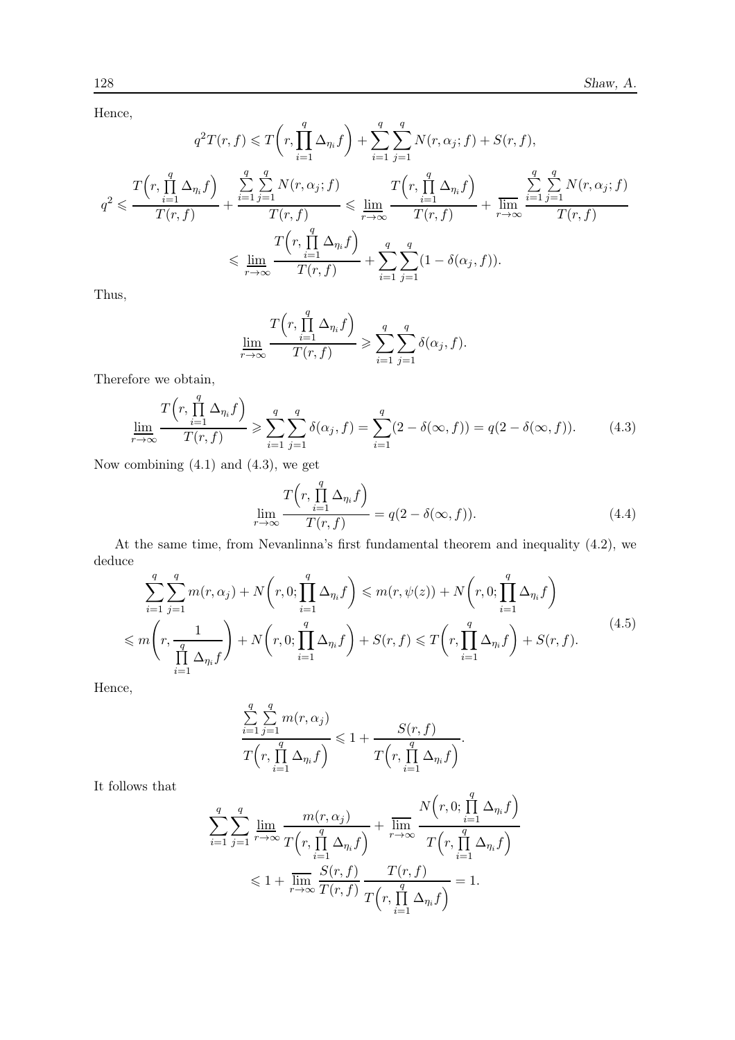Hence,

$$q^2 T(r,f) \leqslant T\Big(r, \prod_{i=1}^{q} \Delta_{\eta_i} f\Big) + \sum_{i=1}^{q}\sum_{j=1}^{q} N(r,\alpha_j;f) + S(r,f),$$

$$q^2 \leqslant \frac{T\Big(r, \prod\limits_{i=1}^{q} \Delta_{\eta_i} f\Big)}{T(r,f)} + \frac{\sum\limits_{i=1}^{q}\sum\limits_{j=1}^{q} N(r,\alpha_j;f)}{T(r,f)} \leqslant \varliminf_{r\to\infty} \frac{T\Big(r, \prod\limits_{i=1}^{q} \Delta_{\eta_i} f\Big)}{T(r,f)} + \varlimsup_{r\to\infty} \frac{\sum\limits_{i=1}^{q}\sum\limits_{j=1}^{q} N(r,\alpha_j;f)}{T(r,f)}$$

$$\leqslant \varliminf_{r\to\infty} \frac{T\Big(r, \prod\limits_{i=1}^{q} \Delta_{\eta_i} f\Big)}{T(r,f)} + \sum_{i=1}^{q}\sum_{j=1}^{q}(1-\delta(\alpha_j,f)).$$

Thus,

$$\varliminf_{r\to\infty} \frac{T\Big(r, \prod\limits_{i=1}^{q} \Delta_{\eta_i} f\Big)}{T(r,f)} \geqslant \sum_{i=1}^{q}\sum_{j=1}^{q} \delta(\alpha_j,f).$$

Therefore we obtain,

$$\varliminf_{r\to\infty} \frac{T\Big(r, \prod\limits_{i=1}^{q} \Delta_{\eta_i} f\Big)}{T(r,f)} \geqslant \sum_{i=1}^{q}\sum_{j=1}^{q} \delta(\alpha_j,f) = \sum_{i=1}^{q}(2-\delta(\infty,f)) = q(2-\delta(\infty,f)). \tag{4.3}$$

Now combining (4.1) and (4.3), we get

$$\lim_{r\to\infty} \frac{T\Big(r, \prod\limits_{i=1}^{q} \Delta_{\eta_i} f\Big)}{T(r,f)} = q(2-\delta(\infty,f)). \tag{4.4}$$

At the same time, from Nevanlinna's first fundamental theorem and inequality (4.2), we deduce

$$\begin{aligned}
&\sum_{i=1}^{q}\sum_{j=1}^{q} m(r,\alpha_j) + N\Big(r,0;\prod_{i=1}^{q} \Delta_{\eta_i} f\Big) \leqslant m(r,\psi(z)) + N\Big(r,0;\prod_{i=1}^{q} \Delta_{\eta_i} f\Big) \\
&\leqslant m\Bigg(r, \frac{1}{\prod\limits_{i=1}^{q} \Delta_{\eta_i} f}\Bigg) + N\Big(r,0;\prod_{i=1}^{q} \Delta_{\eta_i} f\Big) + S(r,f) \leqslant T\Big(r, \prod_{i=1}^{q} \Delta_{\eta_i} f\Big) + S(r,f).
\end{aligned} \tag{4.5}$$

Hence,

$$\frac{\sum\limits_{i=1}^{q}\sum\limits_{j=1}^{q} m(r,\alpha_j)}{T\Big(r, \prod\limits_{i=1}^{q} \Delta_{\eta_i} f\Big)} \leqslant 1 + \frac{S(r,f)}{T\Big(r, \prod\limits_{i=1}^{q} \Delta_{\eta_i} f\Big)}.$$

It follows that

$$\begin{aligned}
&\sum_{i=1}^{q}\sum_{j=1}^{q} \varliminf_{r\to\infty} \frac{m(r,\alpha_j)}{T\Big(r, \prod\limits_{i=1}^{q} \Delta_{\eta_i} f\Big)} + \varlimsup_{r\to\infty} \frac{N\Big(r,0;\prod\limits_{i=1}^{q} \Delta_{\eta_i} f\Big)}{T\Big(r, \prod\limits_{i=1}^{q} \Delta_{\eta_i} f\Big)} \\
&\leqslant 1 + \varlimsup_{r\to\infty} \frac{S(r,f)}{T(r,f)} \frac{T(r,f)}{T\Big(r, \prod\limits_{i=1}^{q} \Delta_{\eta_i} f\Big)} = 1.
\end{aligned}$$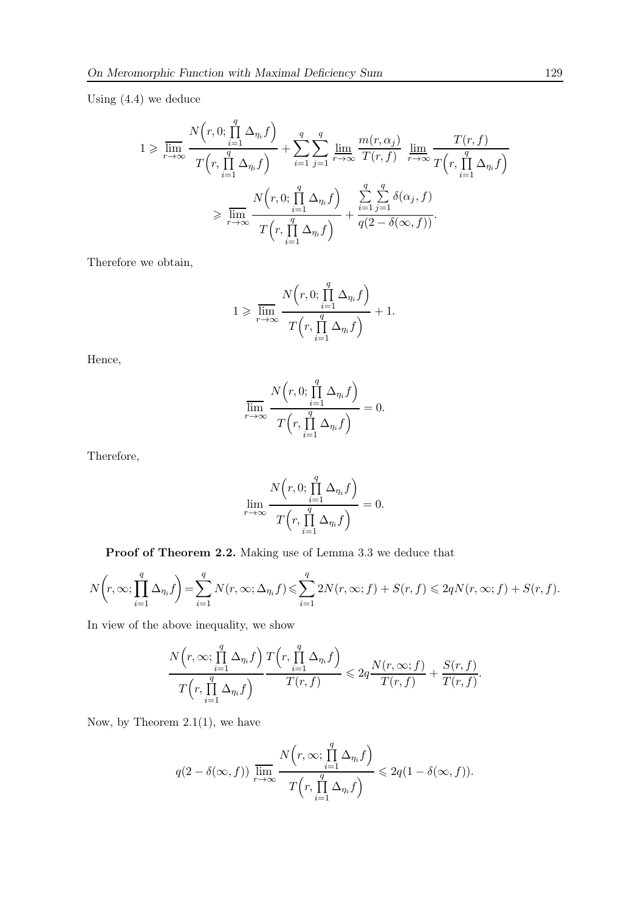Using (4.4) we deduce

$$1 \geqslant \overline{\lim_{r\to\infty}} \frac{N\Big(r, 0; \prod\limits_{i=1}^{q} \Delta_{\eta_i} f\Big)}{T\Big(r, \prod\limits_{i=1}^{q} \Delta_{\eta_i} f\Big)} + \sum_{i=1}^{q}\sum_{j=1}^{q} \underline{\lim_{r\to\infty}} \frac{m(r, \alpha_j)}{T(r, f)} \underline{\lim_{r\to\infty}} \frac{T(r, f)}{T\Big(r, \prod\limits_{i=1}^{q} \Delta_{\eta_i} f\Big)}$$

$$\geqslant \overline{\lim_{r\to\infty}} \frac{N\Big(r, 0; \prod\limits_{i=1}^{q} \Delta_{\eta_i} f\Big)}{T\Big(r, \prod\limits_{i=1}^{q} \Delta_{\eta_i} f\Big)} + \frac{\sum\limits_{i=1}^{q}\sum\limits_{j=1}^{q} \delta(\alpha_j, f)}{q(2 - \delta(\infty, f))}.$$

Therefore we obtain,

$$1 \geqslant \overline{\lim_{r\to\infty}} \frac{N\Big(r, 0; \prod\limits_{i=1}^{q} \Delta_{\eta_i} f\Big)}{T\Big(r, \prod\limits_{i=1}^{q} \Delta_{\eta_i} f\Big)} + 1.$$

Hence,

$$\overline{\lim_{r\to\infty}} \frac{N\Big(r, 0; \prod\limits_{i=1}^{q} \Delta_{\eta_i} f\Big)}{T\Big(r, \prod\limits_{i=1}^{q} \Delta_{\eta_i} f\Big)} = 0.$$

Therefore,

$$\lim_{r\to\infty} \frac{N\Big(r, 0; \prod\limits_{i=1}^{q} \Delta_{\eta_i} f\Big)}{T\Big(r, \prod\limits_{i=1}^{q} \Delta_{\eta_i} f\Big)} = 0.$$

**Proof of Theorem 2.2.** Making use of Lemma 3.3 we deduce that

$$N\bigg(r, \infty; \prod_{i=1}^{q} \Delta_{\eta_i} f\bigg) = \sum_{i=1}^{q} N(r, \infty; \Delta_{\eta_i} f) \leqslant \sum_{i=1}^{q} 2N(r, \infty; f) + S(r, f) \leqslant 2qN(r, \infty; f) + S(r, f).$$

In view of the above inequality, we show

$$\frac{N\Big(r, \infty; \prod\limits_{i=1}^{q} \Delta_{\eta_i} f\Big)}{T\Big(r, \prod\limits_{i=1}^{q} \Delta_{\eta_i} f\Big)} \frac{T\Big(r, \prod\limits_{i=1}^{q} \Delta_{\eta_i} f\Big)}{T(r, f)} \leqslant 2q \frac{N(r, \infty; f)}{T(r, f)} + \frac{S(r, f)}{T(r, f)}.$$

Now, by Theorem 2.1(1), we have

$$q(2 - \delta(\infty, f)) \overline{\lim_{r\to\infty}} \frac{N\Big(r, \infty; \prod\limits_{i=1}^{q} \Delta_{\eta_i} f\Big)}{T\Big(r, \prod\limits_{i=1}^{q} \Delta_{\eta_i} f\Big)} \leqslant 2q(1 - \delta(\infty, f)).$$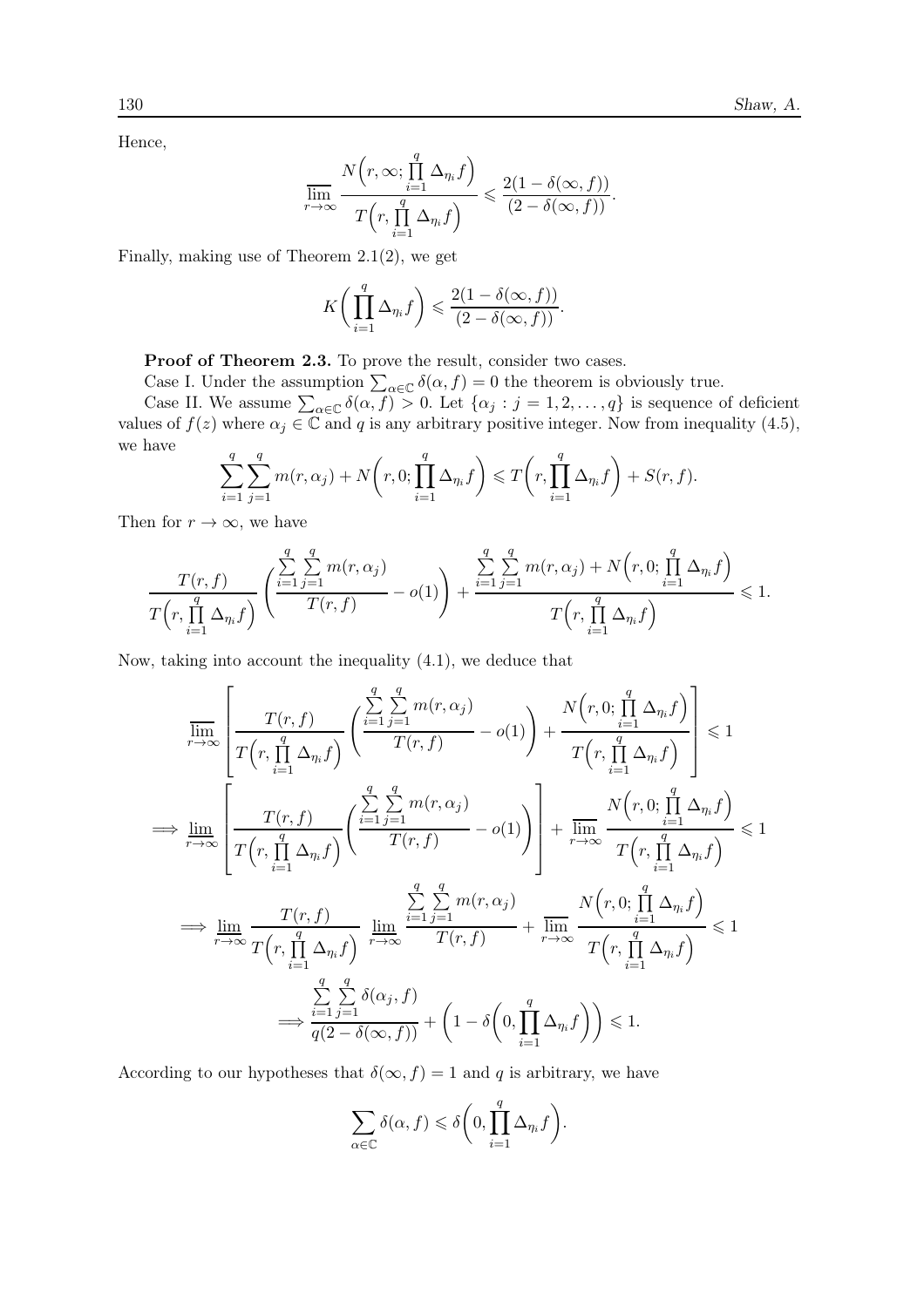Hence,

$$\overline{\lim_{r\to\infty}} \frac{N\Big(r,\infty;\prod\limits_{i=1}^{q}\Delta_{\eta_i}f\Big)}{T\Big(r,\prod\limits_{i=1}^{q}\Delta_{\eta_i}f\Big)} \leqslant \frac{2(1-\delta(\infty,f))}{(2-\delta(\infty,f))}.$$

Finally, making use of Theorem 2.1(2), we get

$$K\bigg(\prod_{i=1}^{q}\Delta_{\eta_i}f\bigg) \leqslant \frac{2(1-\delta(\infty,f))}{(2-\delta(\infty,f))}.$$

**Proof of Theorem 2.3.** To prove the result, consider two cases.

Case I. Under the assumption $\sum_{\alpha\in\mathbb{C}}\delta(\alpha,f)=0$ the theorem is obviously true.

Case II. We assume $\sum_{\alpha\in\mathbb{C}}\delta(\alpha,f)>0$. Let $\{\alpha_j : j=1,2,\ldots,q\}$ is sequence of deficient values of $f(z)$ where $\alpha_j\in\mathbb{C}$ and $q$ is any arbitrary positive integer. Now from inequality (4.5), we have

$$\sum_{i=1}^{q}\sum_{j=1}^{q} m(r,\alpha_j) + N\bigg(r,0;\prod_{i=1}^{q}\Delta_{\eta_i}f\bigg) \leqslant T\bigg(r,\prod_{i=1}^{q}\Delta_{\eta_i}f\bigg) + S(r,f).$$

Then for $r\to\infty$, we have

$$\frac{T(r,f)}{T\Big(r,\prod\limits_{i=1}^{q}\Delta_{\eta_i}f\Big)}\left(\frac{\sum\limits_{i=1}^{q}\sum\limits_{j=1}^{q} m(r,\alpha_j)}{T(r,f)} - o(1)\right) + \frac{\sum\limits_{i=1}^{q}\sum\limits_{j=1}^{q} m(r,\alpha_j) + N\Big(r,0;\prod\limits_{i=1}^{q}\Delta_{\eta_i}f\Big)}{T\Big(r,\prod\limits_{i=1}^{q}\Delta_{\eta_i}f\Big)} \leqslant 1.$$

Now, taking into account the inequality (4.1), we deduce that

$$\overline{\lim_{r\to\infty}}\left[\frac{T(r,f)}{T\Big(r,\prod\limits_{i=1}^{q}\Delta_{\eta_i}f\Big)}\left(\frac{\sum\limits_{i=1}^{q}\sum\limits_{j=1}^{q} m(r,\alpha_j)}{T(r,f)} - o(1)\right) + \frac{N\Big(r,0;\prod\limits_{i=1}^{q}\Delta_{\eta_i}f\Big)}{T\Big(r,\prod\limits_{i=1}^{q}\Delta_{\eta_i}f\Big)}\right] \leqslant 1$$

$$\Longrightarrow \underline{\lim_{r\to\infty}}\left[\frac{T(r,f)}{T\Big(r,\prod\limits_{i=1}^{q}\Delta_{\eta_i}f\Big)}\left(\frac{\sum\limits_{i=1}^{q}\sum\limits_{j=1}^{q} m(r,\alpha_j)}{T(r,f)} - o(1)\right)\right] + \overline{\lim_{r\to\infty}}\frac{N\Big(r,0;\prod\limits_{i=1}^{q}\Delta_{\eta_i}f\Big)}{T\Big(r,\prod\limits_{i=1}^{q}\Delta_{\eta_i}f\Big)} \leqslant 1$$

$$\Longrightarrow \underline{\lim_{r\to\infty}}\frac{T(r,f)}{T\Big(r,\prod\limits_{i=1}^{q}\Delta_{\eta_i}f\Big)}\ \underline{\lim_{r\to\infty}}\frac{\sum\limits_{i=1}^{q}\sum\limits_{j=1}^{q} m(r,\alpha_j)}{T(r,f)} + \overline{\lim_{r\to\infty}}\frac{N\Big(r,0;\prod\limits_{i=1}^{q}\Delta_{\eta_i}f\Big)}{T\Big(r,\prod\limits_{i=1}^{q}\Delta_{\eta_i}f\Big)} \leqslant 1$$

$$\Longrightarrow \frac{\sum\limits_{i=1}^{q}\sum\limits_{j=1}^{q}\delta(\alpha_j,f)}{q(2-\delta(\infty,f))} + \bigg(1-\delta\bigg(0,\prod_{i=1}^{q}\Delta_{\eta_i}f\bigg)\bigg) \leqslant 1.$$

According to our hypotheses that $\delta(\infty,f)=1$ and $q$ is arbitrary, we have

$$\sum_{\alpha\in\mathbb{C}}\delta(\alpha,f) \leqslant \delta\bigg(0,\prod_{i=1}^{q}\Delta_{\eta_i}f\bigg).$$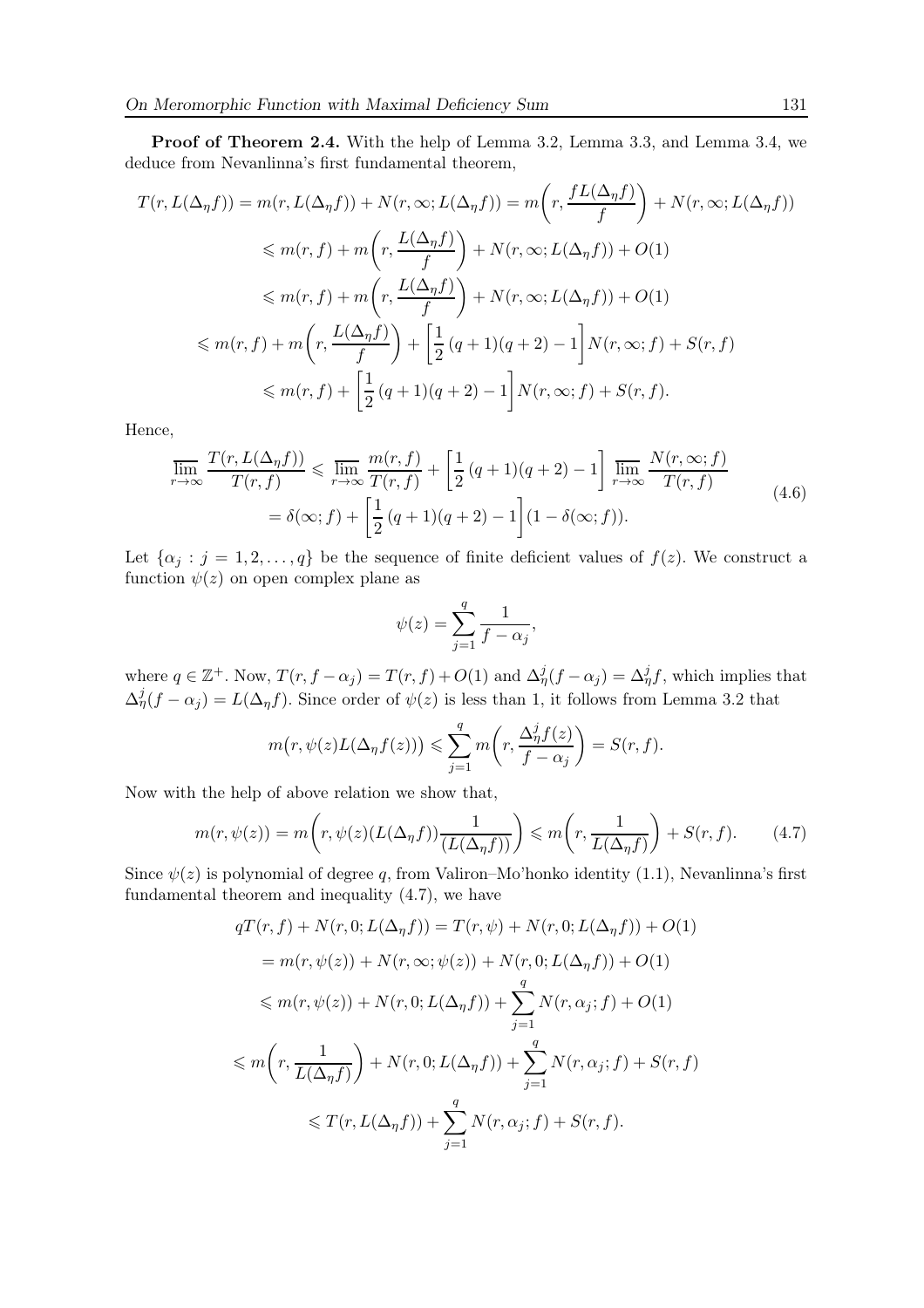**Proof of Theorem 2.4.** With the help of Lemma 3.2, Lemma 3.3, and Lemma 3.4, we deduce from Nevanlinna's first fundamental theorem,

$$
\begin{aligned}
T(r, L(\Delta_\eta f)) &= m(r, L(\Delta_\eta f)) + N(r, \infty; L(\Delta_\eta f)) = m\left(r, \frac{f L(\Delta_\eta f)}{f}\right) + N(r, \infty; L(\Delta_\eta f)) \\
&\leqslant m(r, f) + m\left(r, \frac{L(\Delta_\eta f)}{f}\right) + N(r, \infty; L(\Delta_\eta f)) + O(1) \\
&\leqslant m(r, f) + m\left(r, \frac{L(\Delta_\eta f)}{f}\right) + N(r, \infty; L(\Delta_\eta f)) + O(1) \\
&\leqslant m(r, f) + m\left(r, \frac{L(\Delta_\eta f)}{f}\right) + \left[\frac{1}{2}(q+1)(q+2) - 1\right] N(r, \infty; f) + S(r, f) \\
&\leqslant m(r, f) + \left[\frac{1}{2}(q+1)(q+2) - 1\right] N(r, \infty; f) + S(r, f).
\end{aligned}
$$

Hence,

$$
\begin{aligned}
\varlimsup_{r\to\infty} \frac{T(r, L(\Delta_\eta f))}{T(r, f)} &\leqslant \varlimsup_{r\to\infty} \frac{m(r, f)}{T(r, f)} + \left[\frac{1}{2}(q+1)(q+2) - 1\right] \varlimsup_{r\to\infty} \frac{N(r, \infty; f)}{T(r, f)} \\
&= \delta(\infty; f) + \left[\frac{1}{2}(q+1)(q+2) - 1\right](1 - \delta(\infty; f)).
\end{aligned} \tag{4.6}
$$

Let $\{\alpha_j : j = 1, 2, \ldots, q\}$ be the sequence of finite deficient values of $f(z)$. We construct a function $\psi(z)$ on open complex plane as

$$
\psi(z) = \sum_{j=1}^{q} \frac{1}{f - \alpha_j},
$$

where $q \in \mathbb{Z}^+$. Now, $T(r, f - \alpha_j) = T(r, f) + O(1)$ and $\Delta_\eta^j (f - \alpha_j) = \Delta_\eta^j f$, which implies that $\Delta_\eta^j (f - \alpha_j) = L(\Delta_\eta f)$. Since order of $\psi(z)$ is less than 1, it follows from Lemma 3.2 that

$$
m\big(r, \psi(z) L(\Delta_\eta f(z))\big) \leqslant \sum_{j=1}^{q} m\left(r, \frac{\Delta_\eta^j f(z)}{f - \alpha_j}\right) = S(r, f).
$$

Now with the help of above relation we show that,

$$
m(r, \psi(z)) = m\left(r, \psi(z)(L(\Delta_\eta f)) \frac{1}{(L(\Delta_\eta f))}\right) \leqslant m\left(r, \frac{1}{L(\Delta_\eta f)}\right) + S(r, f). \tag{4.7}
$$

Since $\psi(z)$ is polynomial of degree $q$, from Valiron–Mo'honko identity (1.1), Nevanlinna's first fundamental theorem and inequality (4.7), we have

$$
\begin{aligned}
qT(r, f) + N(r, 0; L(\Delta_\eta f)) &= T(r, \psi) + N(r, 0; L(\Delta_\eta f)) + O(1) \\
&= m(r, \psi(z)) + N(r, \infty; \psi(z)) + N(r, 0; L(\Delta_\eta f)) + O(1) \\
&\leqslant m(r, \psi(z)) + N(r, 0; L(\Delta_\eta f)) + \sum_{j=1}^{q} N(r, \alpha_j; f) + O(1) \\
&\leqslant m\left(r, \frac{1}{L(\Delta_\eta f)}\right) + N(r, 0; L(\Delta_\eta f)) + \sum_{j=1}^{q} N(r, \alpha_j; f) + S(r, f) \\
&\leqslant T(r, L(\Delta_\eta f)) + \sum_{j=1}^{q} N(r, \alpha_j; f) + S(r, f).
\end{aligned}
$$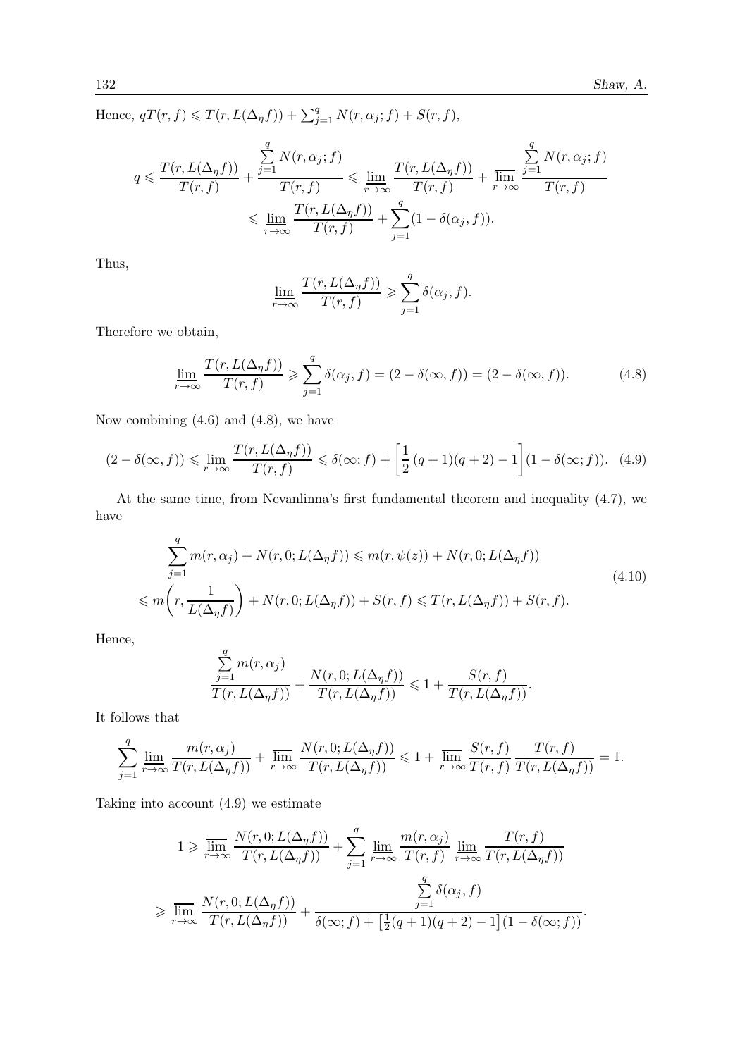Hence, $qT(r,f) \leqslant T(r, L(\Delta_\eta f)) + \sum_{j=1}^{q} N(r, \alpha_j; f) + S(r,f)$,

$$q \leqslant \frac{T(r, L(\Delta_\eta f))}{T(r,f)} + \frac{\sum\limits_{j=1}^{q} N(r, \alpha_j; f)}{T(r,f)} \leqslant \varliminf_{r\to\infty} \frac{T(r, L(\Delta_\eta f))}{T(r,f)} + \varlimsup_{r\to\infty} \frac{\sum\limits_{j=1}^{q} N(r, \alpha_j; f)}{T(r,f)}$$
$$\leqslant \varliminf_{r\to\infty} \frac{T(r, L(\Delta_\eta f))}{T(r,f)} + \sum_{j=1}^{q}(1 - \delta(\alpha_j, f)).$$

Thus,

$$\varliminf_{r\to\infty} \frac{T(r, L(\Delta_\eta f))}{T(r,f)} \geqslant \sum_{j=1}^{q} \delta(\alpha_j, f).$$

Therefore we obtain,

$$\varliminf_{r\to\infty} \frac{T(r, L(\Delta_\eta f))}{T(r,f)} \geqslant \sum_{j=1}^{q} \delta(\alpha_j, f) = (2 - \delta(\infty, f)) = (2 - \delta(\infty, f)). \tag{4.8}$$

Now combining (4.6) and (4.8), we have

$$(2 - \delta(\infty, f)) \leqslant \varliminf_{r\to\infty} \frac{T(r, L(\Delta_\eta f))}{T(r,f)} \leqslant \delta(\infty; f) + \left[\frac{1}{2}(q+1)(q+2) - 1\right](1 - \delta(\infty; f)). \tag{4.9}$$

At the same time, from Nevanlinna's first fundamental theorem and inequality (4.7), we have

$$\begin{aligned}
&\sum_{j=1}^{q} m(r, \alpha_j) + N(r, 0; L(\Delta_\eta f)) \leqslant m(r, \psi(z)) + N(r, 0; L(\Delta_\eta f)) \\
&\leqslant m\left(r, \frac{1}{L(\Delta_\eta f)}\right) + N(r, 0; L(\Delta_\eta f)) + S(r,f) \leqslant T(r, L(\Delta_\eta f)) + S(r,f).
\end{aligned} \tag{4.10}$$

Hence,

$$\frac{\sum\limits_{j=1}^{q} m(r, \alpha_j)}{T(r, L(\Delta_\eta f))} + \frac{N(r, 0; L(\Delta_\eta f))}{T(r, L(\Delta_\eta f))} \leqslant 1 + \frac{S(r,f)}{T(r, L(\Delta_\eta f))}.$$

It follows that

$$\sum_{j=1}^{q} \varliminf_{r\to\infty} \frac{m(r, \alpha_j)}{T(r, L(\Delta_\eta f))} + \varlimsup_{r\to\infty} \frac{N(r, 0; L(\Delta_\eta f))}{T(r, L(\Delta_\eta f))} \leqslant 1 + \varlimsup_{r\to\infty} \frac{S(r,f)}{T(r,f)} \frac{T(r,f)}{T(r, L(\Delta_\eta f))} = 1.$$

Taking into account (4.9) we estimate

$$1 \geqslant \varlimsup_{r\to\infty} \frac{N(r, 0; L(\Delta_\eta f))}{T(r, L(\Delta_\eta f))} + \sum_{j=1}^{q} \varliminf_{r\to\infty} \frac{m(r, \alpha_j)}{T(r,f)} \varliminf_{r\to\infty} \frac{T(r,f)}{T(r, L(\Delta_\eta f))}$$
$$\geqslant \varlimsup_{r\to\infty} \frac{N(r, 0; L(\Delta_\eta f))}{T(r, L(\Delta_\eta f))} + \frac{\sum\limits_{j=1}^{q} \delta(\alpha_j, f)}{\delta(\infty; f) + \left[\frac{1}{2}(q+1)(q+2) - 1\right](1 - \delta(\infty; f))}.$$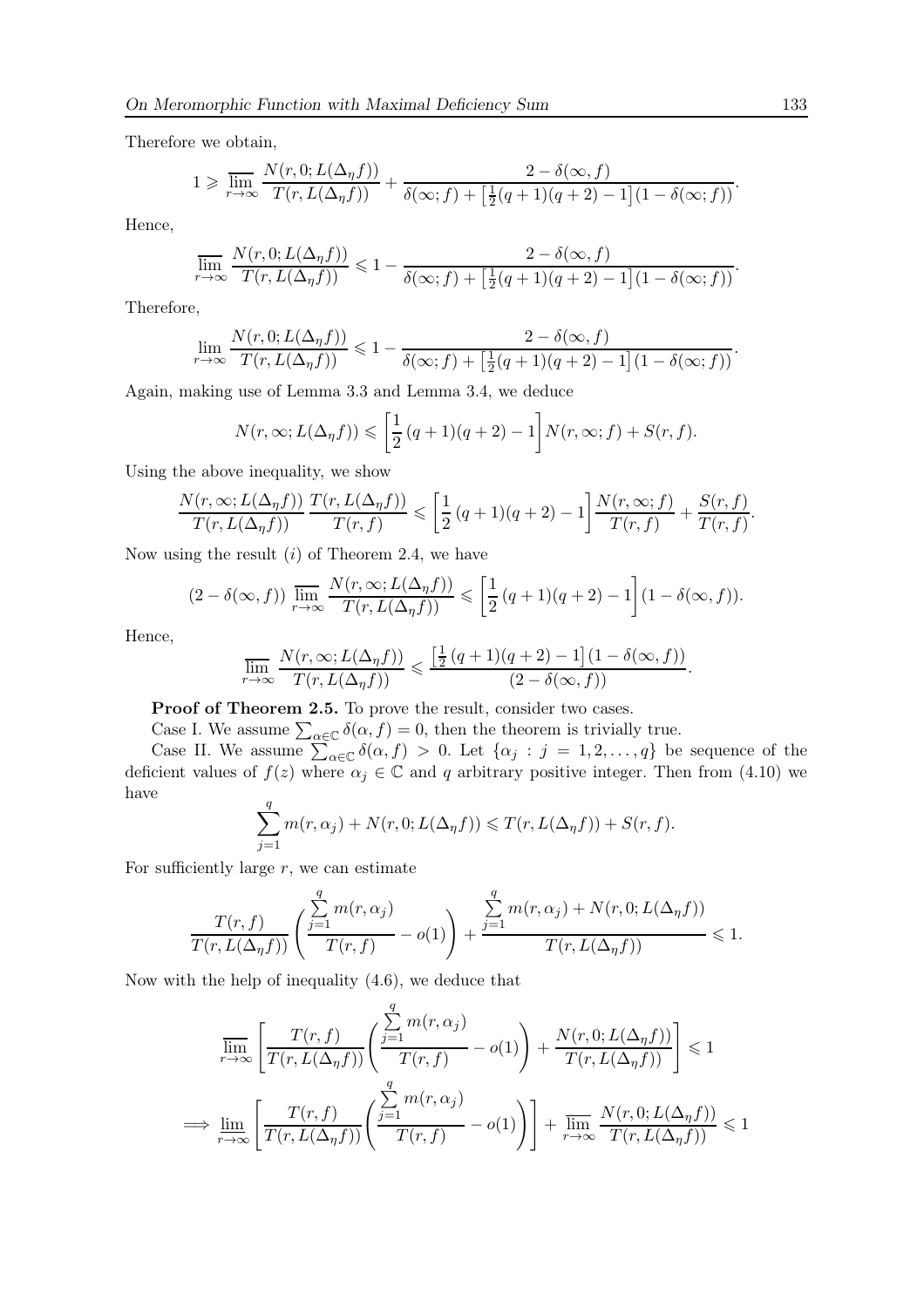Therefore we obtain,

$$1 \geqslant \overline{\lim_{r\to\infty}} \frac{N(r,0;L(\Delta_\eta f))}{T(r,L(\Delta_\eta f))} + \frac{2-\delta(\infty,f)}{\delta(\infty;f)+\left[\frac{1}{2}(q+1)(q+2)-1\right](1-\delta(\infty;f))}.$$

Hence,

$$\overline{\lim_{r\to\infty}} \frac{N(r,0;L(\Delta_\eta f))}{T(r,L(\Delta_\eta f))} \leqslant 1 - \frac{2-\delta(\infty,f)}{\delta(\infty;f)+\left[\frac{1}{2}(q+1)(q+2)-1\right](1-\delta(\infty;f))}.$$

Therefore,

$$\lim_{r\to\infty} \frac{N(r,0;L(\Delta_\eta f))}{T(r,L(\Delta_\eta f))} \leqslant 1 - \frac{2-\delta(\infty,f)}{\delta(\infty;f)+\left[\frac{1}{2}(q+1)(q+2)-1\right](1-\delta(\infty;f))}.$$

Again, making use of Lemma 3.3 and Lemma 3.4, we deduce

$$N(r,\infty;L(\Delta_\eta f)) \leqslant \left[\frac{1}{2}(q+1)(q+2)-1\right] N(r,\infty;f) + S(r,f).$$

Using the above inequality, we show

$$\frac{N(r,\infty;L(\Delta_\eta f))}{T(r,L(\Delta_\eta f))}\frac{T(r,L(\Delta_\eta f))}{T(r,f)} \leqslant \left[\frac{1}{2}(q+1)(q+2)-1\right]\frac{N(r,\infty;f)}{T(r,f)} + \frac{S(r,f)}{T(r,f)}.$$

Now using the result $(i)$ of Theorem 2.4, we have

$$(2-\delta(\infty,f))\ \overline{\lim_{r\to\infty}} \frac{N(r,\infty;L(\Delta_\eta f))}{T(r,L(\Delta_\eta f))} \leqslant \left[\frac{1}{2}(q+1)(q+2)-1\right](1-\delta(\infty,f)).$$

Hence,

$$\overline{\lim_{r\to\infty}} \frac{N(r,\infty;L(\Delta_\eta f))}{T(r,L(\Delta_\eta f))} \leqslant \frac{\left[\frac{1}{2}(q+1)(q+2)-1\right](1-\delta(\infty,f))}{(2-\delta(\infty,f))}.$$

**Proof of Theorem 2.5.** To prove the result, consider two cases.

Case I. We assume $\sum_{\alpha\in\mathbb{C}}\delta(\alpha,f)=0$, then the theorem is trivially true.

Case II. We assume $\sum_{\alpha\in\mathbb{C}}\delta(\alpha,f)>0$. Let $\{\alpha_j : j=1,2,\ldots,q\}$ be sequence of the deficient values of $f(z)$ where $\alpha_j\in\mathbb{C}$ and $q$ arbitrary positive integer. Then from (4.10) we have

$$\sum_{j=1}^{q} m(r,\alpha_j) + N(r,0;L(\Delta_\eta f)) \leqslant T(r,L(\Delta_\eta f)) + S(r,f).$$

For sufficiently large $r$, we can estimate

$$\frac{T(r,f)}{T(r,L(\Delta_\eta f))}\left(\frac{\sum_{j=1}^{q} m(r,\alpha_j)}{T(r,f)} - o(1)\right) + \frac{\sum_{j=1}^{q} m(r,\alpha_j) + N(r,0;L(\Delta_\eta f))}{T(r,L(\Delta_\eta f))} \leqslant 1.$$

Now with the help of inequality (4.6), we deduce that

$$\overline{\lim_{r\to\infty}}\left[\frac{T(r,f)}{T(r,L(\Delta_\eta f))}\left(\frac{\sum_{j=1}^{q} m(r,\alpha_j)}{T(r,f)} - o(1)\right) + \frac{N(r,0;L(\Delta_\eta f))}{T(r,L(\Delta_\eta f))}\right] \leqslant 1$$

$$\implies \underline{\lim_{r\to\infty}}\left[\frac{T(r,f)}{T(r,L(\Delta_\eta f))}\left(\frac{\sum_{j=1}^{q} m(r,\alpha_j)}{T(r,f)} - o(1)\right)\right] + \overline{\lim_{r\to\infty}} \frac{N(r,0;L(\Delta_\eta f))}{T(r,L(\Delta_\eta f))} \leqslant 1$$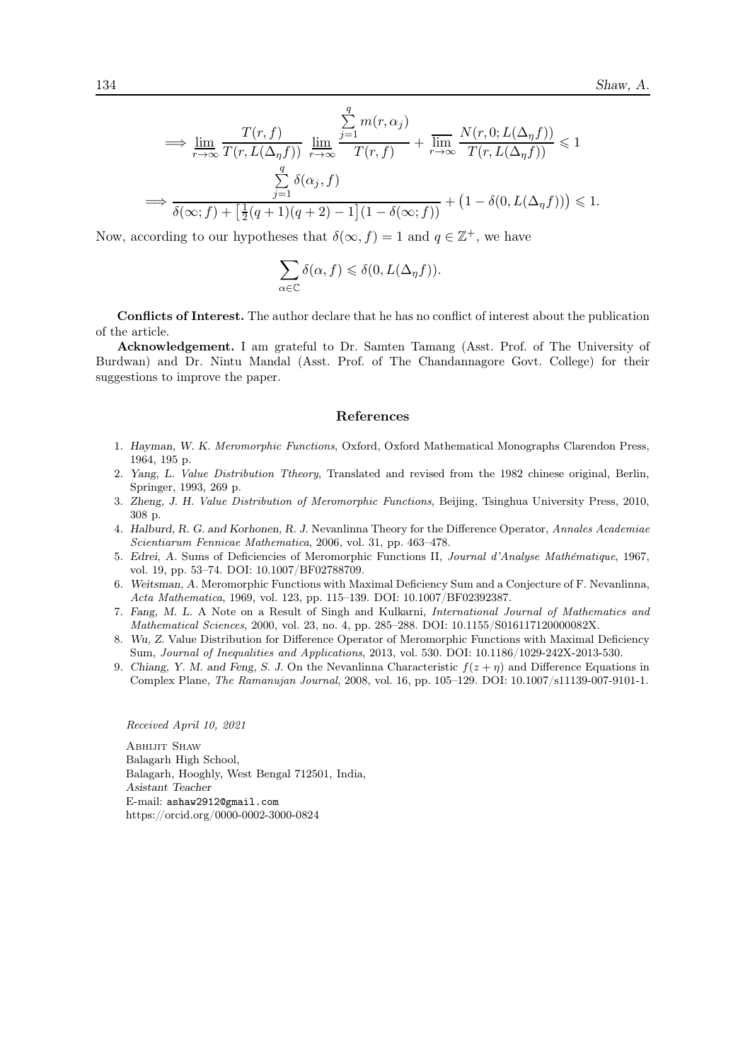$$\implies \varliminf_{r\to\infty} \frac{T(r,f)}{T(r,L(\Delta_\eta f))} \varliminf_{r\to\infty} \frac{\sum\limits_{j=1}^{q} m(r,\alpha_j)}{T(r,f)} + \varlimsup_{r\to\infty} \frac{N(r,0;L(\Delta_\eta f))}{T(r,L(\Delta_\eta f))} \leqslant 1$$

$$\implies \frac{\sum\limits_{j=1}^{q} \delta(\alpha_j,f)}{\delta(\infty;f) + \left[\frac{1}{2}(q+1)(q+2)-1\right](1-\delta(\infty;f))} + \left(1-\delta(0,L(\Delta_\eta f))\right) \leqslant 1.$$

Now, according to our hypotheses that $\delta(\infty,f)=1$ and $q\in\mathbb{Z}^+$, we have

$$\sum_{\alpha\in\mathbb{C}} \delta(\alpha,f) \leqslant \delta(0,L(\Delta_\eta f)).$$

**Conflicts of Interest.** The author declare that he has no conflict of interest about the publication of the article.

**Acknowledgement.** I am grateful to Dr. Samten Tamang (Asst. Prof. of The University of Burdwan) and Dr. Nintu Mandal (Asst. Prof. of The Chandannagore Govt. College) for their suggestions to improve the paper.

## References

1. *Hayman, W. K. Meromorphic Functions*, Oxford, Oxford Mathematical Monographs Clarendon Press, 1964, 195 p.
2. *Yang, L. Value Distribution Ttheory*, Translated and revised from the 1982 chinese original, Berlin, Springer, 1993, 269 p.
3. *Zheng, J. H. Value Distribution of Meromorphic Functions*, Beijing, Tsinghua University Press, 2010, 308 p.
4. *Halburd, R. G. and Korhonen, R. J.* Nevanlinna Theory for the Difference Operator, *Annales Academiae Scientiarum Fennicae Mathematica*, 2006, vol. 31, pp. 463–478.
5. *Edrei, A.* Sums of Deficiencies of Meromorphic Functions II, *Journal d'Analyse Mathématique*, 1967, vol. 19, pp. 53–74. DOI: 10.1007/BF02788709.
6. *Weitsman, A.* Meromorphic Functions with Maximal Deficiency Sum and a Conjecture of F. Nevanlinna, *Acta Mathematica*, 1969, vol. 123, pp. 115–139. DOI: 10.1007/BF02392387.
7. *Fang, M. L.* A Note on a Result of Singh and Kulkarni, *International Journal of Mathematics and Mathematical Sciences*, 2000, vol. 23, no. 4, pp. 285–288. DOI: 10.1155/S016117120000082X.
8. *Wu, Z.* Value Distribution for Difference Operator of Meromorphic Functions with Maximal Deficiency Sum, *Journal of Inequalities and Applications*, 2013, vol. 530. DOI: 10.1186/1029-242X-2013-530.
9. *Chiang, Y. M. and Feng, S. J.* On the Nevanlinna Characteristic $f(z+\eta)$ and Difference Equations in Complex Plane, *The Ramanujan Journal*, 2008, vol. 16, pp. 105–129. DOI: 10.1007/s11139-007-9101-1.

*Received April 10, 2021*

Abhijit Shaw
Balagarh High School,
Balagarh, Hooghly, West Bengal 712501, India,
*Asistant Teacher*
E-mail: ashaw2912@gmail.com
https://orcid.org/0000-0002-3000-0824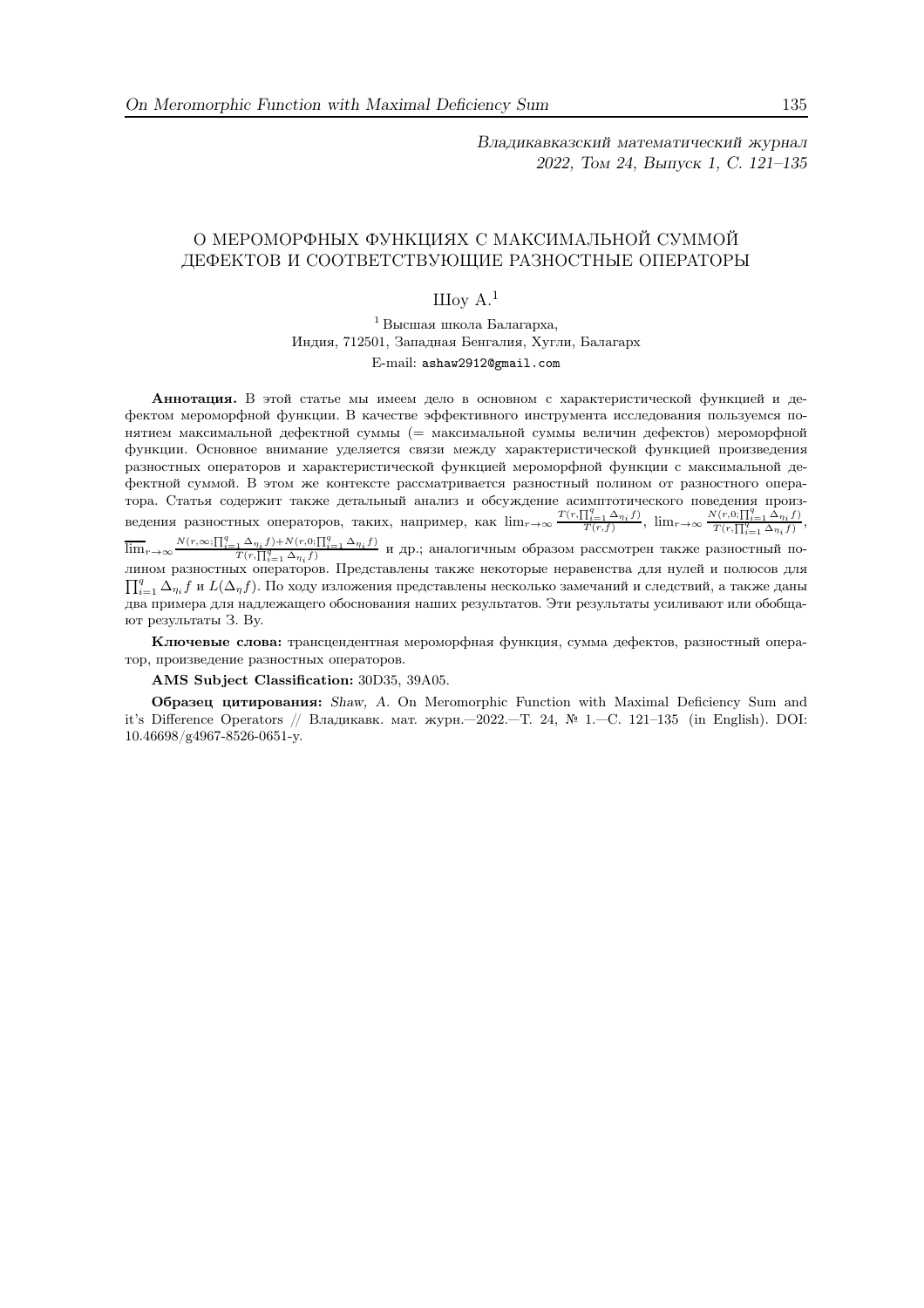*Владикавказский математический журнал*
*2022, Том 24, Выпуск 1, С. 121–135*

# О МЕРОМОРФНЫХ ФУНКЦИЯХ С МАКСИМАЛЬНОЙ СУММОЙ ДЕФЕКТОВ И СООТВЕТСТВУЮЩИЕ РАЗНОСТНЫЕ ОПЕРАТОРЫ

Шоу А.[1]

[1] Высшая школа Балагарха,
Индия, 712501, Западная Бенгалия, Хугли, Балагарх
E-mail: ashaw2912@gmail.com

**Аннотация.** В этой статье мы имеем дело в основном с характеристической функцией и дефектом мероморфной функции. В качестве эффективного инструмента исследования пользуемся понятием максимальной дефектной суммы (= максимальной суммы величин дефектов) мероморфной функции. Основное внимание уделяется связи между характеристической функцией произведения разностных операторов и характеристической функцией мероморфной функции с максимальной дефектной суммой. В этом же контексте рассматривается разностный полином от разностного оператора. Статья содержит также детальный анализ и обсуждение асимптотического поведения произведения разностных операторов, таких, например, как $\lim_{r\to\infty}\frac{T(r,\prod_{i=1}^{q}\Delta_{\eta_i}f)}{T(r,f)}$, $\lim_{r\to\infty}\frac{N(r,0;\prod_{i=1}^{q}\Delta_{\eta_i}f)}{T(r,\prod_{i=1}^{q}\Delta_{\eta_i}f)}$, $\overline{\lim}_{r\to\infty}\frac{N(r,\infty;\prod_{i=1}^{q}\Delta_{\eta_i}f)+N(r,0;\prod_{i=1}^{q}\Delta_{\eta_i}f)}{T(r,\prod_{i=1}^{q}\Delta_{\eta_i}f)}$ и др.; аналогичным образом рассмотрен также разностный полином разностных операторов. Представлены также некоторые неравенства для нулей и полюсов для $\prod_{i=1}^{q}\Delta_{\eta_i}f$ и $L(\Delta_\eta f)$. По ходу изложения представлены несколько замечаний и следствий, а также даны два примера для надлежащего обоснования наших результатов. Эти результаты усиливают или обобщают результаты З. Ву.

**Ключевые слова:** трансцендентная мероморфная функция, сумма дефектов, разностный оператор, произведение разностных операторов.

**AMS Subject Classification:** 30D35, 39A05.

**Образец цитирования:** *Shaw, A.* On Meromorphic Function with Maximal Deficiency Sum and it's Difference Operators // Владикавк. мат. журн.—2022.—Т. 24, № 1.—С. 121–135 (in English). DOI: 10.46698/g4967-8526-0651-y.